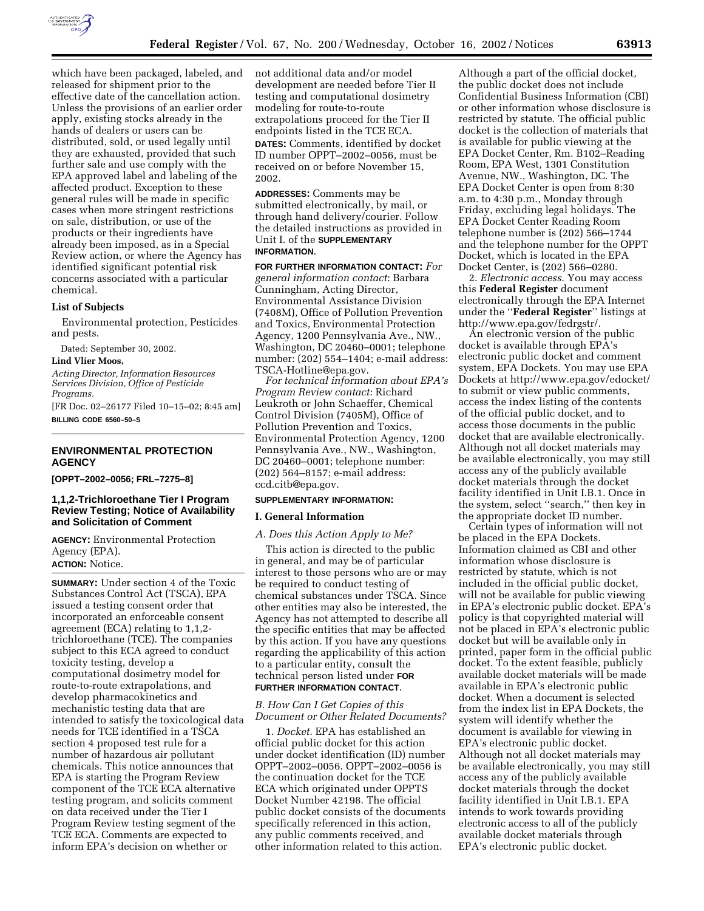which have been packaged, labeled, and released for shipment prior to the effective date of the cancellation action. Unless the provisions of an earlier order apply, existing stocks already in the hands of dealers or users can be distributed, sold, or used legally until they are exhausted, provided that such further sale and use comply with the EPA approved label and labeling of the affected product. Exception to these general rules will be made in specific cases when more stringent restrictions on sale, distribution, or use of the products or their ingredients have already been imposed, as in a Special Review action, or where the Agency has identified significant potential risk concerns associated with a particular chemical.

### List of Subjects

Environmental protection, Pesticides and pests.

Dated: September 30, 2002.

**Lind Vlier Moos,**

*Acting Director, Information Resources Services Division, Office of Pesticide Programs.*

[FR Doc. 02–26177 Filed 10–15–02; 8:45 am]

**BILLING CODE 6560–50–S**

## ENVIRONMENTAL PROTECTION AGENCY

**[OPPT–2002–0056; FRL–7275–8]**

## 1,1,2-Trichloroethane Tier I Program Review Testing; Notice of Availability and Solicitation of Comment

**AGENCY:** Environmental Protection Agency (EPA).

**ACTION:** Notice.

**SUMMARY:** Under section 4 of the Toxic Substances Control Act (TSCA), EPA issued a testing consent order that incorporated an enforceable consent agreement (ECA) relating to 1,1,2-trichloroethane (TCE). The companies subject to this ECA agreed to conduct toxicity testing, develop a computational dosimetry model for route-to-route extrapolations, and develop pharmacokinetics and mechanistic testing data that are intended to satisfy the toxicological data needs for TCE identified in a TSCA section 4 proposed test rule for a number of hazardous air pollutant chemicals. This notice announces that EPA is starting the Program Review component of the TCE ECA alternative testing program, and solicits comment on data received under the Tier I Program Review testing segment of the TCE ECA. Comments are expected to inform EPA's decision on whether or not additional data and/or model development are needed before Tier II testing and computational dosimetry modeling for route-to-route extrapolations proceed for the Tier II endpoints listed in the TCE ECA.

**DATES:** Comments, identified by docket ID number OPPT–2002–0056, must be received on or before November 15, 2002.

**ADDRESSES:** Comments may be submitted electronically, by mail, or through hand delivery/courier. Follow the detailed instructions as provided in Unit I. of the **SUPPLEMENTARY INFORMATION**.

**FOR FURTHER INFORMATION CONTACT:** *For general information contact*: Barbara Cunningham, Acting Director, Environmental Assistance Division (7408M), Office of Pollution Prevention and Toxics, Environmental Protection Agency, 1200 Pennsylvania Ave., NW., Washington, DC 20460–0001; telephone number: (202) 554–1404; e-mail address: TSCA-Hotline@epa.gov.

*For technical information about EPA's Program Review contact*: Richard Leukroth or John Schaeffer, Chemical Control Division (7405M), Office of Pollution Prevention and Toxics, Environmental Protection Agency, 1200 Pennsylvania Ave., NW., Washington, DC 20460–0001; telephone number: (202) 564–8157; e-mail address: ccd.citb@epa.gov.

**SUPPLEMENTARY INFORMATION:**

### I. General Information

*A. Does this Action Apply to Me?*

This action is directed to the public in general, and may be of particular interest to those persons who are or may be required to conduct testing of chemical substances under TSCA. Since other entities may also be interested, the Agency has not attempted to describe all the specific entities that may be affected by this action. If you have any questions regarding the applicability of this action to a particular entity, consult the technical person listed under **FOR FURTHER INFORMATION CONTACT**.

*B. How Can I Get Copies of this Document or Other Related Documents?*

1. *Docket*. EPA has established an official public docket for this action under docket identification (ID) number OPPT–2002–0056. OPPT–2002–0056 is the continuation docket for the TCE ECA which originated under OPPTS Docket Number 42198. The official public docket consists of the documents specifically referenced in this action, any public comments received, and other information related to this action. Although a part of the official docket, the public docket does not include Confidential Business Information (CBI) or other information whose disclosure is restricted by statute. The official public docket is the collection of materials that is available for public viewing at the EPA Docket Center, Rm. B102–Reading Room, EPA West, 1301 Constitution Avenue, NW., Washington, DC. The EPA Docket Center is open from 8:30 a.m. to 4:30 p.m., Monday through Friday, excluding legal holidays. The EPA Docket Center Reading Room telephone number is (202) 566–1744 and the telephone number for the OPPT Docket, which is located in the EPA Docket Center, is (202) 566–0280.

2. *Electronic access*. You may access this **Federal Register** document electronically through the EPA Internet under the ''**Federal Register**'' listings at http://www.epa.gov/fedrgstr/.

An electronic version of the public docket is available through EPA's electronic public docket and comment system, EPA Dockets. You may use EPA Dockets at http://www.epa.gov/edocket/ to submit or view public comments, access the index listing of the contents of the official public docket, and to access those documents in the public docket that are available electronically. Although not all docket materials may be available electronically, you may still access any of the publicly available docket materials through the docket facility identified in Unit I.B.1. Once in the system, select ''search,'' then key in the appropriate docket ID number.

Certain types of information will not be placed in the EPA Dockets. Information claimed as CBI and other information whose disclosure is restricted by statute, which is not included in the official public docket, will not be available for public viewing in EPA's electronic public docket. EPA's policy is that copyrighted material will not be placed in EPA's electronic public docket but will be available only in printed, paper form in the official public docket. To the extent feasible, publicly available docket materials will be made available in EPA's electronic public docket. When a document is selected from the index list in EPA Dockets, the system will identify whether the document is available for viewing in EPA's electronic public docket. Although not all docket materials may be available electronically, you may still access any of the publicly available docket materials through the docket facility identified in Unit I.B.1. EPA intends to work towards providing electronic access to all of the publicly available docket materials through EPA's electronic public docket.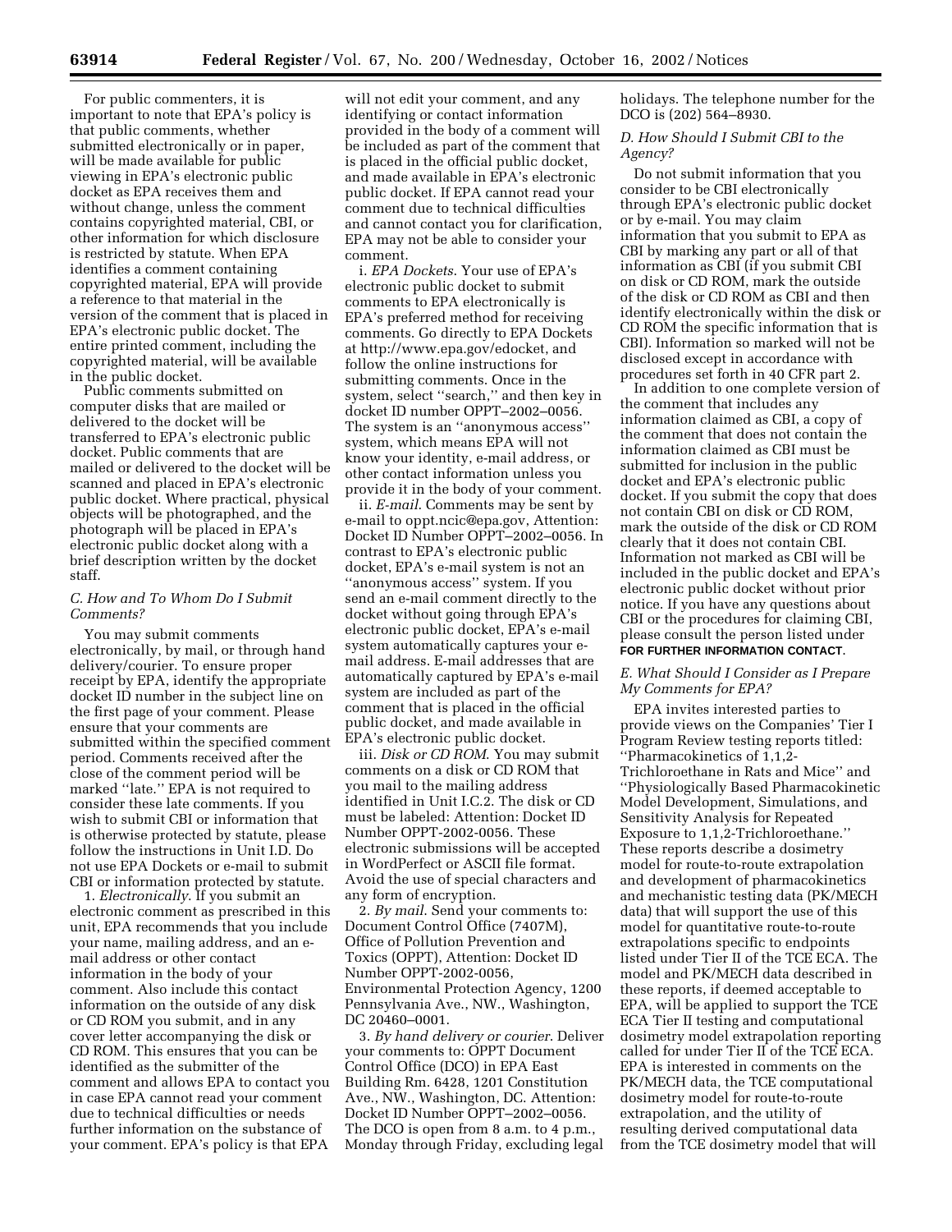For public commenters, it is important to note that EPA's policy is that public comments, whether submitted electronically or in paper, will be made available for public viewing in EPA's electronic public docket as EPA receives them and without change, unless the comment contains copyrighted material, CBI, or other information for which disclosure is restricted by statute. When EPA identifies a comment containing copyrighted material, EPA will provide a reference to that material in the version of the comment that is placed in EPA's electronic public docket. The entire printed comment, including the copyrighted material, will be available in the public docket.

Public comments submitted on computer disks that are mailed or delivered to the docket will be transferred to EPA's electronic public docket. Public comments that are mailed or delivered to the docket will be scanned and placed in EPA's electronic public docket. Where practical, physical objects will be photographed, and the photograph will be placed in EPA's electronic public docket along with a brief description written by the docket staff.

### *C. How and To Whom Do I Submit Comments?*

You may submit comments electronically, by mail, or through hand delivery/courier. To ensure proper receipt by EPA, identify the appropriate docket ID number in the subject line on the first page of your comment. Please ensure that your comments are submitted within the specified comment period. Comments received after the close of the comment period will be marked ''late.'' EPA is not required to consider these late comments. If you wish to submit CBI or information that is otherwise protected by statute, please follow the instructions in Unit I.D. Do not use EPA Dockets or e-mail to submit CBI or information protected by statute.

1. *Electronically*. If you submit an electronic comment as prescribed in this unit, EPA recommends that you include your name, mailing address, and an e-mail address or other contact information in the body of your comment. Also include this contact information on the outside of any disk or CD ROM you submit, and in any cover letter accompanying the disk or CD ROM. This ensures that you can be identified as the submitter of the comment and allows EPA to contact you in case EPA cannot read your comment due to technical difficulties or needs further information on the substance of your comment. EPA's policy is that EPA will not edit your comment, and any identifying or contact information provided in the body of a comment will be included as part of the comment that is placed in the official public docket, and made available in EPA's electronic public docket. If EPA cannot read your comment due to technical difficulties and cannot contact you for clarification, EPA may not be able to consider your comment.

i. *EPA Dockets*. Your use of EPA's electronic public docket to submit comments to EPA electronically is EPA's preferred method for receiving comments. Go directly to EPA Dockets at http://www.epa.gov/edocket, and follow the online instructions for submitting comments. Once in the system, select ''search,'' and then key in docket ID number OPPT–2002–0056. The system is an ''anonymous access'' system, which means EPA will not know your identity, e-mail address, or other contact information unless you provide it in the body of your comment.

ii. *E-mail*. Comments may be sent by e-mail to oppt.ncic@epa.gov, Attention: Docket ID Number OPPT–2002–0056. In contrast to EPA's electronic public docket, EPA's e-mail system is not an ''anonymous access'' system. If you send an e-mail comment directly to the docket without going through EPA's electronic public docket, EPA's e-mail system automatically captures your e-mail address. E-mail addresses that are automatically captured by EPA's e-mail system are included as part of the comment that is placed in the official public docket, and made available in EPA's electronic public docket.

iii. *Disk or CD ROM*. You may submit comments on a disk or CD ROM that you mail to the mailing address identified in Unit I.C.2. The disk or CD must be labeled: Attention: Docket ID Number OPPT-2002-0056. These electronic submissions will be accepted in WordPerfect or ASCII file format. Avoid the use of special characters and any form of encryption.

2. *By mail*. Send your comments to: Document Control Office (7407M), Office of Pollution Prevention and Toxics (OPPT), Attention: Docket ID Number OPPT-2002-0056, Environmental Protection Agency, 1200 Pennsylvania Ave., NW., Washington, DC 20460–0001.

3. *By hand delivery or courier*. Deliver your comments to: OPPT Document Control Office (DCO) in EPA East Building Rm. 6428, 1201 Constitution Ave., NW., Washington, DC. Attention: Docket ID Number OPPT–2002–0056. The DCO is open from 8 a.m. to 4 p.m., Monday through Friday, excluding legal holidays. The telephone number for the DCO is (202) 564–8930.

### *D. How Should I Submit CBI to the Agency?*

Do not submit information that you consider to be CBI electronically through EPA's electronic public docket or by e-mail. You may claim information that you submit to EPA as CBI by marking any part or all of that information as CBI (if you submit CBI on disk or CD ROM, mark the outside of the disk or CD ROM as CBI and then identify electronically within the disk or CD ROM the specific information that is CBI). Information so marked will not be disclosed except in accordance with procedures set forth in 40 CFR part 2.

In addition to one complete version of the comment that includes any information claimed as CBI, a copy of the comment that does not contain the information claimed as CBI must be submitted for inclusion in the public docket and EPA's electronic public docket. If you submit the copy that does not contain CBI on disk or CD ROM, mark the outside of the disk or CD ROM clearly that it does not contain CBI. Information not marked as CBI will be included in the public docket and EPA's electronic public docket without prior notice. If you have any questions about CBI or the procedures for claiming CBI, please consult the person listed under **FOR FURTHER INFORMATION CONTACT**.

### *E. What Should I Consider as I Prepare My Comments for EPA?*

EPA invites interested parties to provide views on the Companies' Tier I Program Review testing reports titled: ''Pharmacokinetics of 1,1,2-Trichloroethane in Rats and Mice'' and ''Physiologically Based Pharmacokinetic Model Development, Simulations, and Sensitivity Analysis for Repeated Exposure to 1,1,2-Trichloroethane.'' These reports describe a dosimetry model for route-to-route extrapolation and development of pharmacokinetics and mechanistic testing data (PK/MECH data) that will support the use of this model for quantitative route-to-route extrapolations specific to endpoints listed under Tier II of the TCE ECA. The model and PK/MECH data described in these reports, if deemed acceptable to EPA, will be applied to support the TCE ECA Tier II testing and computational dosimetry model extrapolation reporting called for under Tier II of the TCE ECA. EPA is interested in comments on the PK/MECH data, the TCE computational dosimetry model for route-to-route extrapolation, and the utility of resulting derived computational data from the TCE dosimetry model that will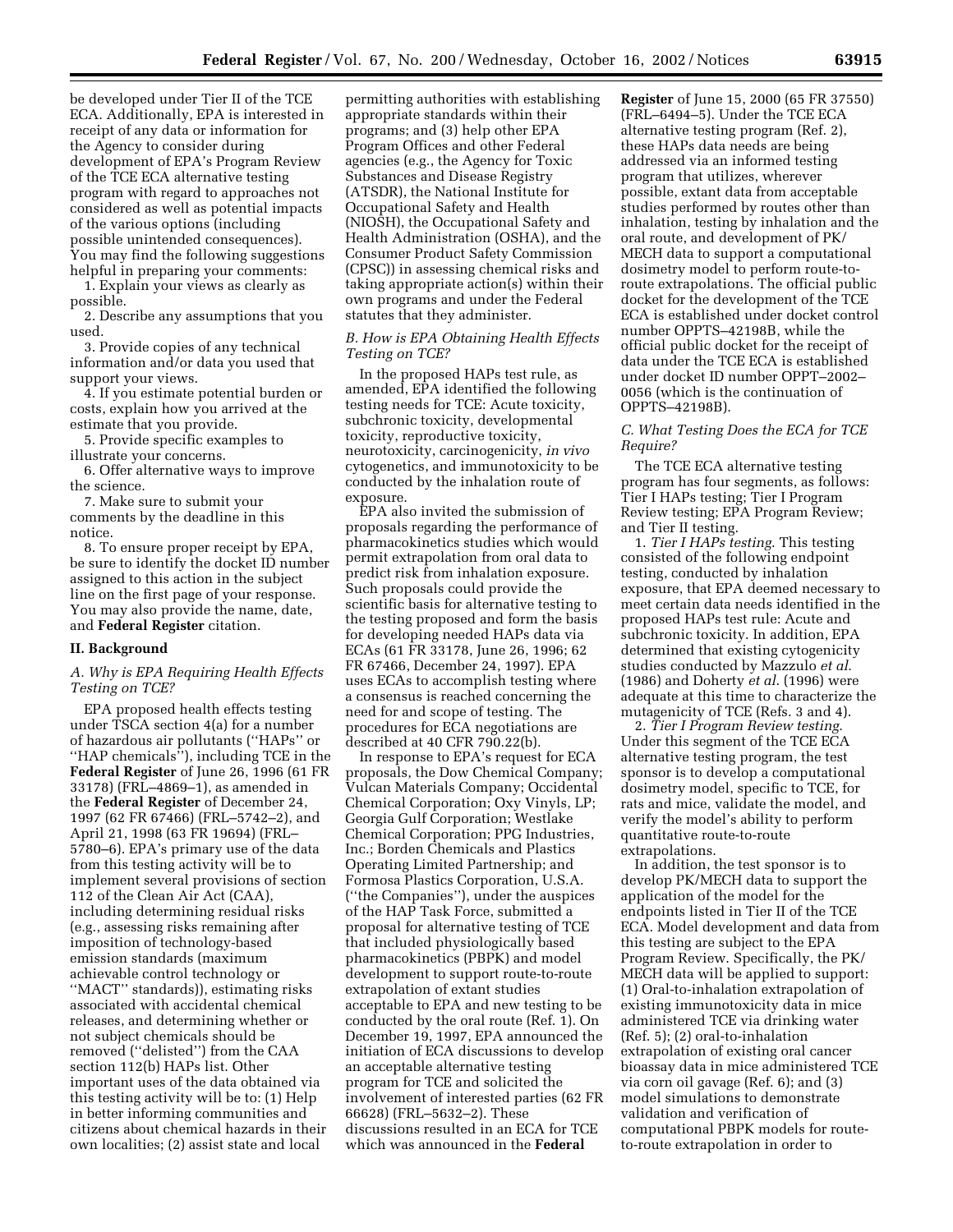be developed under Tier II of the TCE ECA. Additionally, EPA is interested in receipt of any data or information for the Agency to consider during development of EPA's Program Review of the TCE ECA alternative testing program with regard to approaches not considered as well as potential impacts of the various options (including possible unintended consequences). You may find the following suggestions helpful in preparing your comments:

1. Explain your views as clearly as possible.
2. Describe any assumptions that you used.
3. Provide copies of any technical information and/or data you used that support your views.
4. If you estimate potential burden or costs, explain how you arrived at the estimate that you provide.
5. Provide specific examples to illustrate your concerns.
6. Offer alternative ways to improve the science.
7. Make sure to submit your comments by the deadline in this notice.
8. To ensure proper receipt by EPA, be sure to identify the docket ID number assigned to this action in the subject line on the first page of your response. You may also provide the name, date, and **Federal Register** citation.

## II. Background

### *A. Why is EPA Requiring Health Effects Testing on TCE?*

EPA proposed health effects testing under TSCA section 4(a) for a number of hazardous air pollutants (''HAPs'' or ''HAP chemicals''), including TCE in the **Federal Register** of June 26, 1996 (61 FR 33178) (FRL–4869–1), as amended in the **Federal Register** of December 24, 1997 (62 FR 67466) (FRL–5742–2), and April 21, 1998 (63 FR 19694) (FRL–5780–6). EPA's primary use of the data from this testing activity will be to implement several provisions of section 112 of the Clean Air Act (CAA), including determining residual risks (e.g., assessing risks remaining after imposition of technology-based emission standards (maximum achievable control technology or ''MACT'' standards)), estimating risks associated with accidental chemical releases, and determining whether or not subject chemicals should be removed (''delisted'') from the CAA section 112(b) HAPs list. Other important uses of the data obtained via this testing activity will be to: (1) Help in better informing communities and citizens about chemical hazards in their own localities; (2) assist state and local permitting authorities with establishing appropriate standards within their programs; and (3) help other EPA Program Offices and other Federal agencies (e.g., the Agency for Toxic Substances and Disease Registry (ATSDR), the National Institute for Occupational Safety and Health (NIOSH), the Occupational Safety and Health Administration (OSHA), and the Consumer Product Safety Commission (CPSC)) in assessing chemical risks and taking appropriate action(s) within their own programs and under the Federal statutes that they administer.

### *B. How is EPA Obtaining Health Effects Testing on TCE?*

In the proposed HAPs test rule, as amended, EPA identified the following testing needs for TCE: Acute toxicity, subchronic toxicity, developmental toxicity, reproductive toxicity, neurotoxicity, carcinogenicity, *in vivo* cytogenetics, and immunotoxicity to be conducted by the inhalation route of exposure.

EPA also invited the submission of proposals regarding the performance of pharmacokinetics studies which would permit extrapolation from oral data to predict risk from inhalation exposure. Such proposals could provide the scientific basis for alternative testing to the testing proposed and form the basis for developing needed HAPs data via ECAs (61 FR 33178, June 26, 1996; 62 FR 67466, December 24, 1997). EPA uses ECAs to accomplish testing where a consensus is reached concerning the need for and scope of testing. The procedures for ECA negotiations are described at 40 CFR 790.22(b).

In response to EPA's request for ECA proposals, the Dow Chemical Company; Vulcan Materials Company; Occidental Chemical Corporation; Oxy Vinyls, LP; Georgia Gulf Corporation; Westlake Chemical Corporation; PPG Industries, Inc.; Borden Chemicals and Plastics Operating Limited Partnership; and Formosa Plastics Corporation, U.S.A. (''the Companies''), under the auspices of the HAP Task Force, submitted a proposal for alternative testing of TCE that included physiologically based pharmacokinetics (PBPK) and model development to support route-to-route extrapolation of extant studies acceptable to EPA and new testing to be conducted by the oral route (Ref. 1). On December 19, 1997, EPA announced the initiation of ECA discussions to develop an acceptable alternative testing program for TCE and solicited the involvement of interested parties (62 FR 66628) (FRL–5632–2). These discussions resulted in an ECA for TCE which was announced in the **Federal Register** of June 15, 2000 (65 FR 37550) (FRL–6494–5). Under the TCE ECA alternative testing program (Ref. 2), these HAPs data needs are being addressed via an informed testing program that utilizes, wherever possible, extant data from acceptable studies performed by routes other than inhalation, testing by inhalation and the oral route, and development of PK/MECH data to support a computational dosimetry model to perform route-to-route extrapolations. The official public docket for the development of the TCE ECA is established under docket control number OPPTS–42198B, while the official public docket for the receipt of data under the TCE ECA is established under docket ID number OPPT–2002–0056 (which is the continuation of OPPTS–42198B).

### *C. What Testing Does the ECA for TCE Require?*

The TCE ECA alternative testing program has four segments, as follows: Tier I HAPs testing; Tier I Program Review testing; EPA Program Review; and Tier II testing.

1. *Tier I HAPs testing*. This testing consisted of the following endpoint testing, conducted by inhalation exposure, that EPA deemed necessary to meet certain data needs identified in the proposed HAPs test rule: Acute and subchronic toxicity. In addition, EPA determined that existing cytogenicity studies conducted by Mazzulo *et al*. (1986) and Doherty *et al*. (1996) were adequate at this time to characterize the mutagenicity of TCE (Refs. 3 and 4).

2. *Tier I Program Review testing*. Under this segment of the TCE ECA alternative testing program, the test sponsor is to develop a computational dosimetry model, specific to TCE, for rats and mice, validate the model, and verify the model's ability to perform quantitative route-to-route extrapolations.

In addition, the test sponsor is to develop PK/MECH data to support the application of the model for the endpoints listed in Tier II of the TCE ECA. Model development and data from this testing are subject to the EPA Program Review. Specifically, the PK/MECH data will be applied to support: (1) Oral-to-inhalation extrapolation of existing immunotoxicity data in mice administered TCE via drinking water (Ref. 5); (2) oral-to-inhalation extrapolation of existing oral cancer bioassay data in mice administered TCE via corn oil gavage (Ref. 6); and (3) model simulations to demonstrate validation and verification of computational PBPK models for route-to-route extrapolation in order to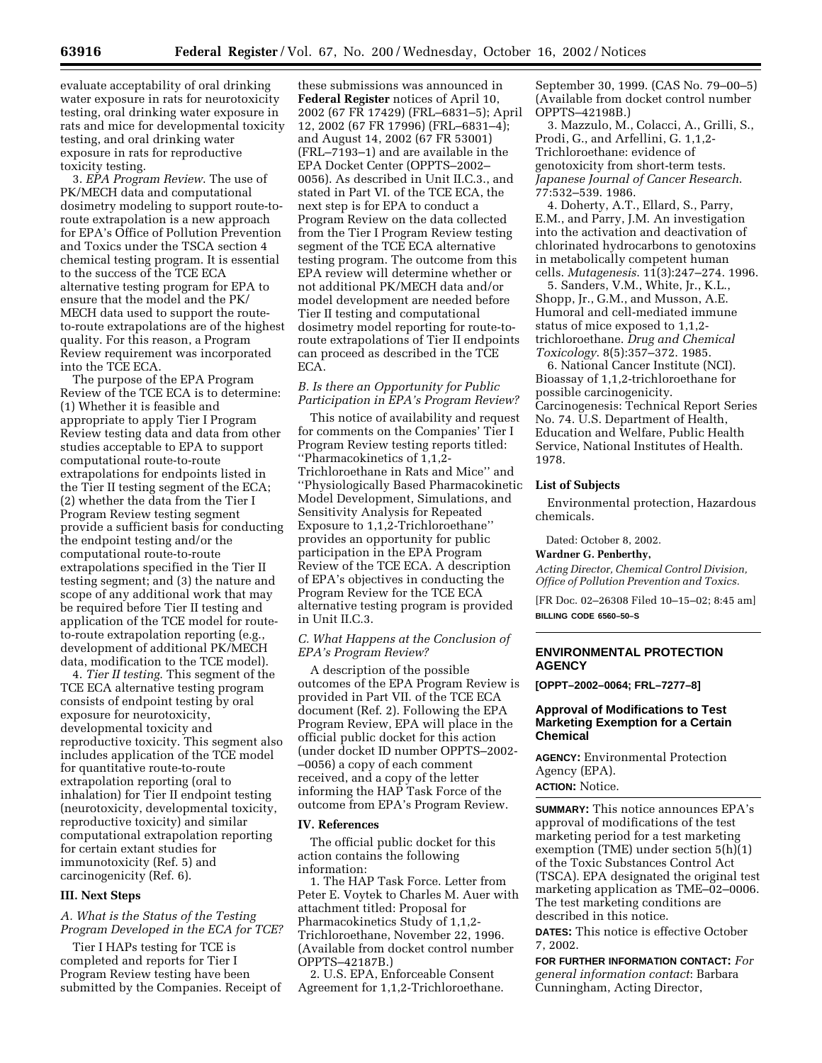evaluate acceptability of oral drinking water exposure in rats for neurotoxicity testing, oral drinking water exposure in rats and mice for developmental toxicity testing, and oral drinking water exposure in rats for reproductive toxicity testing.

3. *EPA Program Review*. The use of PK/MECH data and computational dosimetry modeling to support route-to-route extrapolation is a new approach for EPA's Office of Pollution Prevention and Toxics under the TSCA section 4 chemical testing program. It is essential to the success of the TCE ECA alternative testing program for EPA to ensure that the model and the PK/MECH data used to support the route-to-route extrapolations are of the highest quality. For this reason, a Program Review requirement was incorporated into the TCE ECA.

The purpose of the EPA Program Review of the TCE ECA is to determine: (1) Whether it is feasible and appropriate to apply Tier I Program Review testing data and data from other studies acceptable to EPA to support computational route-to-route extrapolations for endpoints listed in the Tier II testing segment of the ECA; (2) whether the data from the Tier I Program Review testing segment provide a sufficient basis for conducting the endpoint testing and/or the computational route-to-route extrapolations specified in the Tier II testing segment; and (3) the nature and scope of any additional work that may be required before Tier II testing and application of the TCE model for route-to-route extrapolation reporting (e.g., development of additional PK/MECH data, modification to the TCE model).

4. *Tier II testing*. This segment of the TCE ECA alternative testing program consists of endpoint testing by oral exposure for neurotoxicity, developmental toxicity and reproductive toxicity. This segment also includes application of the TCE model for quantitative route-to-route extrapolation reporting (oral to inhalation) for Tier II endpoint testing (neurotoxicity, developmental toxicity, reproductive toxicity) and similar computational extrapolation reporting for certain extant studies for immunotoxicity (Ref. 5) and carcinogenicity (Ref. 6).

## III. Next Steps

### *A. What is the Status of the Testing Program Developed in the ECA for TCE?*

Tier I HAPs testing for TCE is completed and reports for Tier I Program Review testing have been submitted by the Companies. Receipt of these submissions was announced in **Federal Register** notices of April 10, 2002 (67 FR 17429) (FRL–6831–5); April 12, 2002 (67 FR 17996) (FRL–6831–4); and August 14, 2002 (67 FR 53001) (FRL–7193–1) and are available in the EPA Docket Center (OPPTS–2002–0056). As described in Unit II.C.3., and stated in Part VI. of the TCE ECA, the next step is for EPA to conduct a Program Review on the data collected from the Tier I Program Review testing segment of the TCE ECA alternative testing program. The outcome from this EPA review will determine whether or not additional PK/MECH data and/or model development are needed before Tier II testing and computational dosimetry model reporting for route-to-route extrapolations of Tier II endpoints can proceed as described in the TCE ECA.

### *B. Is there an Opportunity for Public Participation in EPA's Program Review?*

This notice of availability and request for comments on the Companies' Tier I Program Review testing reports titled: ''Pharmacokinetics of 1,1,2-Trichloroethane in Rats and Mice'' and ''Physiologically Based Pharmacokinetic Model Development, Simulations, and Sensitivity Analysis for Repeated Exposure to 1,1,2-Trichloroethane'' provides an opportunity for public participation in the EPA Program Review of the TCE ECA. A description of EPA's objectives in conducting the Program Review for the TCE ECA alternative testing program is provided in Unit II.C.3.

### *C. What Happens at the Conclusion of EPA's Program Review?*

A description of the possible outcomes of the EPA Program Review is provided in Part VII. of the TCE ECA document (Ref. 2). Following the EPA Program Review, EPA will place in the official public docket for this action (under docket ID number OPPTS–2002–0056) a copy of each comment received, and a copy of the letter informing the HAP Task Force of the outcome from EPA's Program Review.

## IV. References

The official public docket for this action contains the following information:

1. The HAP Task Force. Letter from Peter E. Voytek to Charles M. Auer with attachment titled: Proposal for Pharmacokinetics Study of 1,1,2-Trichloroethane, November 22, 1996. (Available from docket control number OPPTS–42187B.)

2. U.S. EPA, Enforceable Consent Agreement for 1,1,2-Trichloroethane. September 30, 1999. (CAS No. 79–00–5) (Available from docket control number OPPTS–42198B.)

3. Mazzulo, M., Colacci, A., Grilli, S., Prodi, G., and Arfellini, G. 1,1,2-Trichloroethane: evidence of genotoxicity from short-term tests. *Japanese Journal of Cancer Research*. 77:532–539. 1986.

4. Doherty, A.T., Ellard, S., Parry, E.M., and Parry, J.M. An investigation into the activation and deactivation of chlorinated hydrocarbons to genotoxins in metabolically competent human cells. *Mutagenesis*. 11(3):247–274. 1996.

5. Sanders, V.M., White, Jr., K.L., Shopp, Jr., G.M., and Musson, A.E. Humoral and cell-mediated immune status of mice exposed to 1,1,2-trichloroethane. *Drug and Chemical Toxicology*. 8(5):357–372. 1985.

6. National Cancer Institute (NCI). Bioassay of 1,1,2-trichloroethane for possible carcinogenicity. Carcinogenesis: Technical Report Series No. 74. U.S. Department of Health, Education and Welfare, Public Health Service, National Institutes of Health. 1978.

### List of Subjects

Environmental protection, Hazardous chemicals.

Dated: October 8, 2002.

**Wardner G. Penberthy,**

*Acting Director, Chemical Control Division, Office of Pollution Prevention and Toxics.*

[FR Doc. 02–26308 Filed 10–15–02; 8:45 am]

**BILLING CODE 6560–50–S**

---

## ENVIRONMENTAL PROTECTION AGENCY

**[OPPT–2002–0064; FRL–7277–8]**

## Approval of Modifications to Test Marketing Exemption for a Certain Chemical

**AGENCY:** Environmental Protection Agency (EPA).

**ACTION:** Notice.

**SUMMARY:** This notice announces EPA's approval of modifications of the test marketing period for a test marketing exemption (TME) under section 5(h)(1) of the Toxic Substances Control Act (TSCA). EPA designated the original test marketing application as TME–02–0006. The test marketing conditions are described in this notice.

**DATES:** This notice is effective October 7, 2002.

**FOR FURTHER INFORMATION CONTACT:** *For general information contact*: Barbara Cunningham, Acting Director,